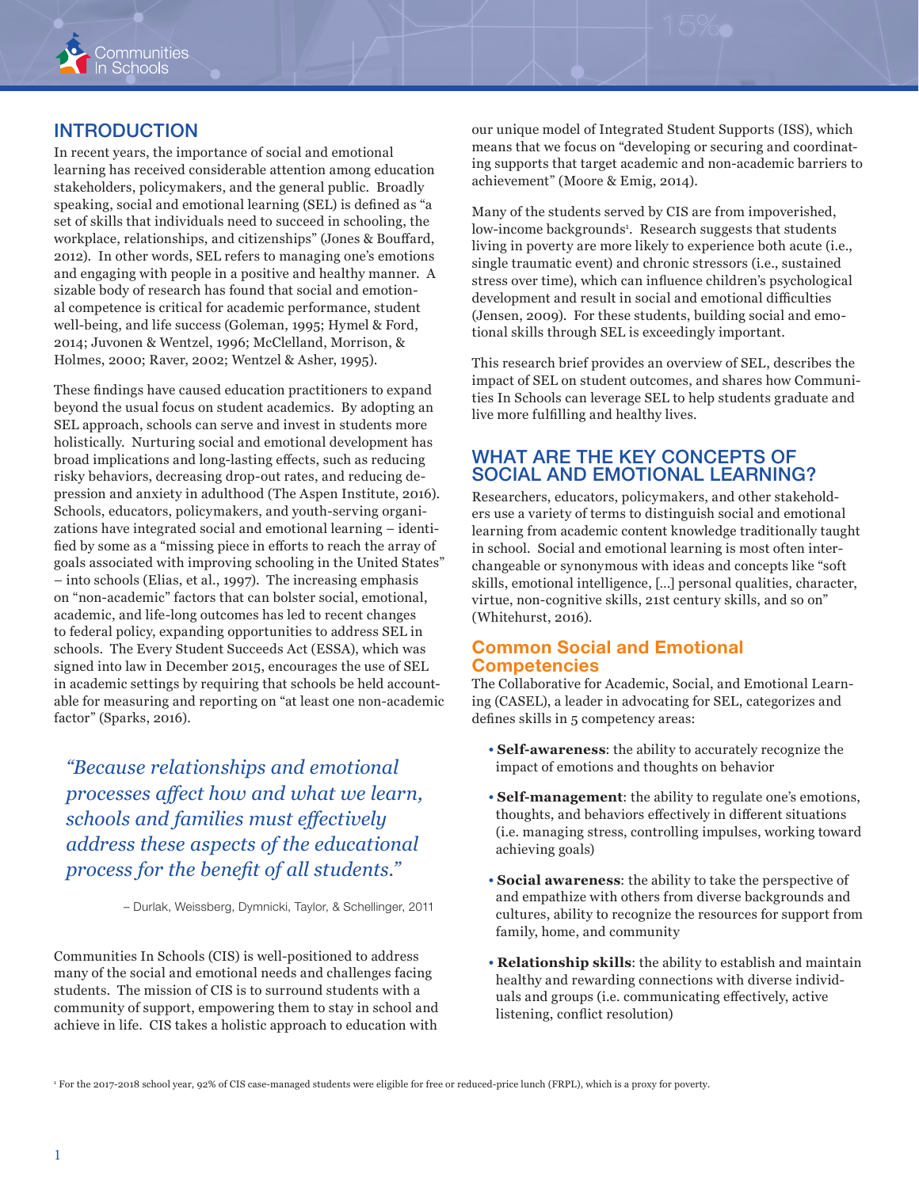## INTRODUCTION

In recent years, the importance of social and emotional learning has received considerable attention among education stakeholders, policymakers, and the general public. Broadly speaking, social and emotional learning (SEL) is defined as "a set of skills that individuals need to succeed in schooling, the workplace, relationships, and citizenships" (Jones & Bouffard, 2012). In other words, SEL refers to managing one's emotions and engaging with people in a positive and healthy manner. A sizable body of research has found that social and emotional competence is critical for academic performance, student well-being, and life success (Goleman, 1995; Hymel & Ford, 2014; Juvonen & Wentzel, 1996; McClelland, Morrison, & Holmes, 2000; Raver, 2002; Wentzel & Asher, 1995).

These findings have caused education practitioners to expand beyond the usual focus on student academics. By adopting an SEL approach, schools can serve and invest in students more holistically. Nurturing social and emotional development has broad implications and long-lasting effects, such as reducing risky behaviors, decreasing drop-out rates, and reducing depression and anxiety in adulthood (The Aspen Institute, 2016). Schools, educators, policymakers, and youth-serving organizations have integrated social and emotional learning – identified by some as a "missing piece in efforts to reach the array of goals associated with improving schooling in the United States" – into schools (Elias, et al., 1997). The increasing emphasis on "non-academic" factors that can bolster social, emotional, academic, and life-long outcomes has led to recent changes to federal policy, expanding opportunities to address SEL in schools. The Every Student Succeeds Act (ESSA), which was signed into law in December 2015, encourages the use of SEL in academic settings by requiring that schools be held accountable for measuring and reporting on "at least one non-academic factor" (Sparks, 2016).

> *"Because relationships and emotional processes affect how and what we learn, schools and families must effectively address these aspects of the educational process for the benefit of all students."*
>
> – Durlak, Weissberg, Dymnicki, Taylor, & Schellinger, 2011

Communities In Schools (CIS) is well-positioned to address many of the social and emotional needs and challenges facing students. The mission of CIS is to surround students with a community of support, empowering them to stay in school and achieve in life. CIS takes a holistic approach to education with our unique model of Integrated Student Supports (ISS), which means that we focus on "developing or securing and coordinating supports that target academic and non-academic barriers to achievement" (Moore & Emig, 2014).

Many of the students served by CIS are from impoverished, low-income backgrounds[1]. Research suggests that students living in poverty are more likely to experience both acute (i.e., single traumatic event) and chronic stressors (i.e., sustained stress over time), which can influence children's psychological development and result in social and emotional difficulties (Jensen, 2009). For these students, building social and emotional skills through SEL is exceedingly important.

This research brief provides an overview of SEL, describes the impact of SEL on student outcomes, and shares how Communities In Schools can leverage SEL to help students graduate and live more fulfilling and healthy lives.

## WHAT ARE THE KEY CONCEPTS OF SOCIAL AND EMOTIONAL LEARNING?

Researchers, educators, policymakers, and other stakeholders use a variety of terms to distinguish social and emotional learning from academic content knowledge traditionally taught in school. Social and emotional learning is most often interchangeable or synonymous with ideas and concepts like "soft skills, emotional intelligence, [...] personal qualities, character, virtue, non-cognitive skills, 21st century skills, and so on" (Whitehurst, 2016).

### Common Social and Emotional Competencies

The Collaborative for Academic, Social, and Emotional Learning (CASEL), a leader in advocating for SEL, categorizes and defines skills in 5 competency areas:

- **Self-awareness**: the ability to accurately recognize the impact of emotions and thoughts on behavior
- **Self-management**: the ability to regulate one's emotions, thoughts, and behaviors effectively in different situations (i.e. managing stress, controlling impulses, working toward achieving goals)
- **Social awareness**: the ability to take the perspective of and empathize with others from diverse backgrounds and cultures, ability to recognize the resources for support from family, home, and community
- **Relationship skills**: the ability to establish and maintain healthy and rewarding connections with diverse individuals and groups (i.e. communicating effectively, active listening, conflict resolution)

[1] For the 2017-2018 school year, 92% of CIS case-managed students were eligible for free or reduced-price lunch (FRPL), which is a proxy for poverty.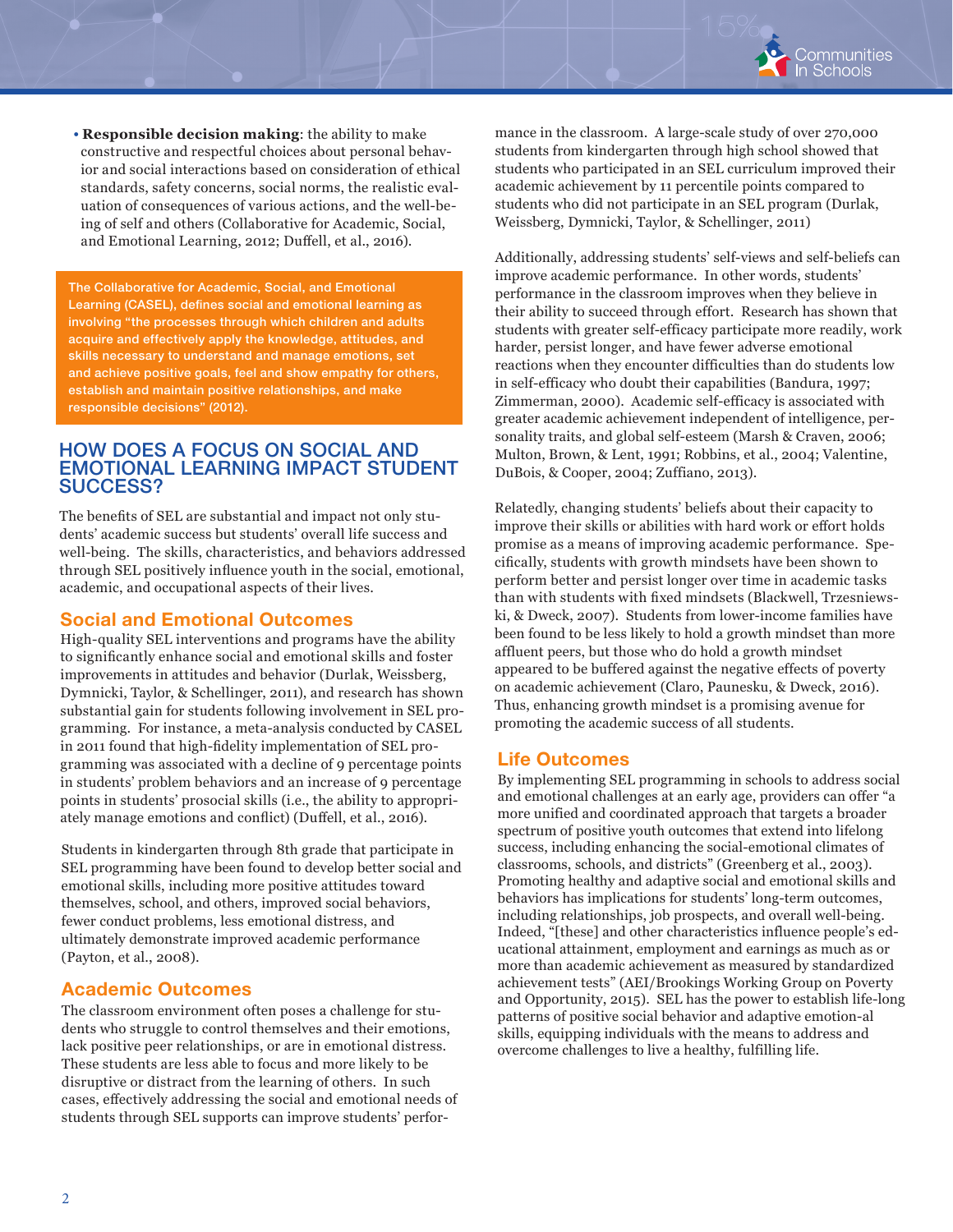- **Responsible decision making**: the ability to make constructive and respectful choices about personal behavior and social interactions based on consideration of ethical standards, safety concerns, social norms, the realistic evaluation of consequences of various actions, and the well-being of self and others (Collaborative for Academic, Social, and Emotional Learning, 2012; Duffell, et al., 2016).

> The Collaborative for Academic, Social, and Emotional Learning (CASEL), defines social and emotional learning as involving "the processes through which children and adults acquire and effectively apply the knowledge, attitudes, and skills necessary to understand and manage emotions, set and achieve positive goals, feel and show empathy for others, establish and maintain positive relationships, and make responsible decisions" (2012).

## HOW DOES A FOCUS ON SOCIAL AND EMOTIONAL LEARNING IMPACT STUDENT SUCCESS?

The benefits of SEL are substantial and impact not only students' academic success but students' overall life success and well-being. The skills, characteristics, and behaviors addressed through SEL positively influence youth in the social, emotional, academic, and occupational aspects of their lives.

### Social and Emotional Outcomes

High-quality SEL interventions and programs have the ability to significantly enhance social and emotional skills and foster improvements in attitudes and behavior (Durlak, Weissberg, Dymnicki, Taylor, & Schellinger, 2011), and research has shown substantial gain for students following involvement in SEL programming. For instance, a meta-analysis conducted by CASEL in 2011 found that high-fidelity implementation of SEL programming was associated with a decline of 9 percentage points in students' problem behaviors and an increase of 9 percentage points in students' prosocial skills (i.e., the ability to appropriately manage emotions and conflict) (Duffell, et al., 2016).

Students in kindergarten through 8th grade that participate in SEL programming have been found to develop better social and emotional skills, including more positive attitudes toward themselves, school, and others, improved social behaviors, fewer conduct problems, less emotional distress, and ultimately demonstrate improved academic performance (Payton, et al., 2008).

### Academic Outcomes

The classroom environment often poses a challenge for students who struggle to control themselves and their emotions, lack positive peer relationships, or are in emotional distress. These students are less able to focus and more likely to be disruptive or distract from the learning of others. In such cases, effectively addressing the social and emotional needs of students through SEL supports can improve students' performance in the classroom. A large-scale study of over 270,000 students from kindergarten through high school showed that students who participated in an SEL curriculum improved their academic achievement by 11 percentile points compared to students who did not participate in an SEL program (Durlak, Weissberg, Dymnicki, Taylor, & Schellinger, 2011)

Additionally, addressing students' self-views and self-beliefs can improve academic performance. In other words, students' performance in the classroom improves when they believe in their ability to succeed through effort. Research has shown that students with greater self-efficacy participate more readily, work harder, persist longer, and have fewer adverse emotional reactions when they encounter difficulties than do students low in self-efficacy who doubt their capabilities (Bandura, 1997; Zimmerman, 2000). Academic self-efficacy is associated with greater academic achievement independent of intelligence, personality traits, and global self-esteem (Marsh & Craven, 2006; Multon, Brown, & Lent, 1991; Robbins, et al., 2004; Valentine, DuBois, & Cooper, 2004; Zuffiano, 2013).

Relatedly, changing students' beliefs about their capacity to improve their skills or abilities with hard work or effort holds promise as a means of improving academic performance. Specifically, students with growth mindsets have been shown to perform better and persist longer over time in academic tasks than with students with fixed mindsets (Blackwell, Trzesniewski, & Dweck, 2007). Students from lower-income families have been found to be less likely to hold a growth mindset than more affluent peers, but those who do hold a growth mindset appeared to be buffered against the negative effects of poverty on academic achievement (Claro, Paunesku, & Dweck, 2016). Thus, enhancing growth mindset is a promising avenue for promoting the academic success of all students.

### Life Outcomes

By implementing SEL programming in schools to address social and emotional challenges at an early age, providers can offer "a more unified and coordinated approach that targets a broader spectrum of positive youth outcomes that extend into lifelong success, including enhancing the social-emotional climates of classrooms, schools, and districts" (Greenberg et al., 2003). Promoting healthy and adaptive social and emotional skills and behaviors has implications for students' long-term outcomes, including relationships, job prospects, and overall well-being. Indeed, "[these] and other characteristics influence people's educational attainment, employment and earnings as much as or more than academic achievement as measured by standardized achievement tests" (AEI/Brookings Working Group on Poverty and Opportunity, 2015). SEL has the power to establish life-long patterns of positive social behavior and adaptive emotional skills, equipping individuals with the means to address and overcome challenges to live a healthy, fulfilling life.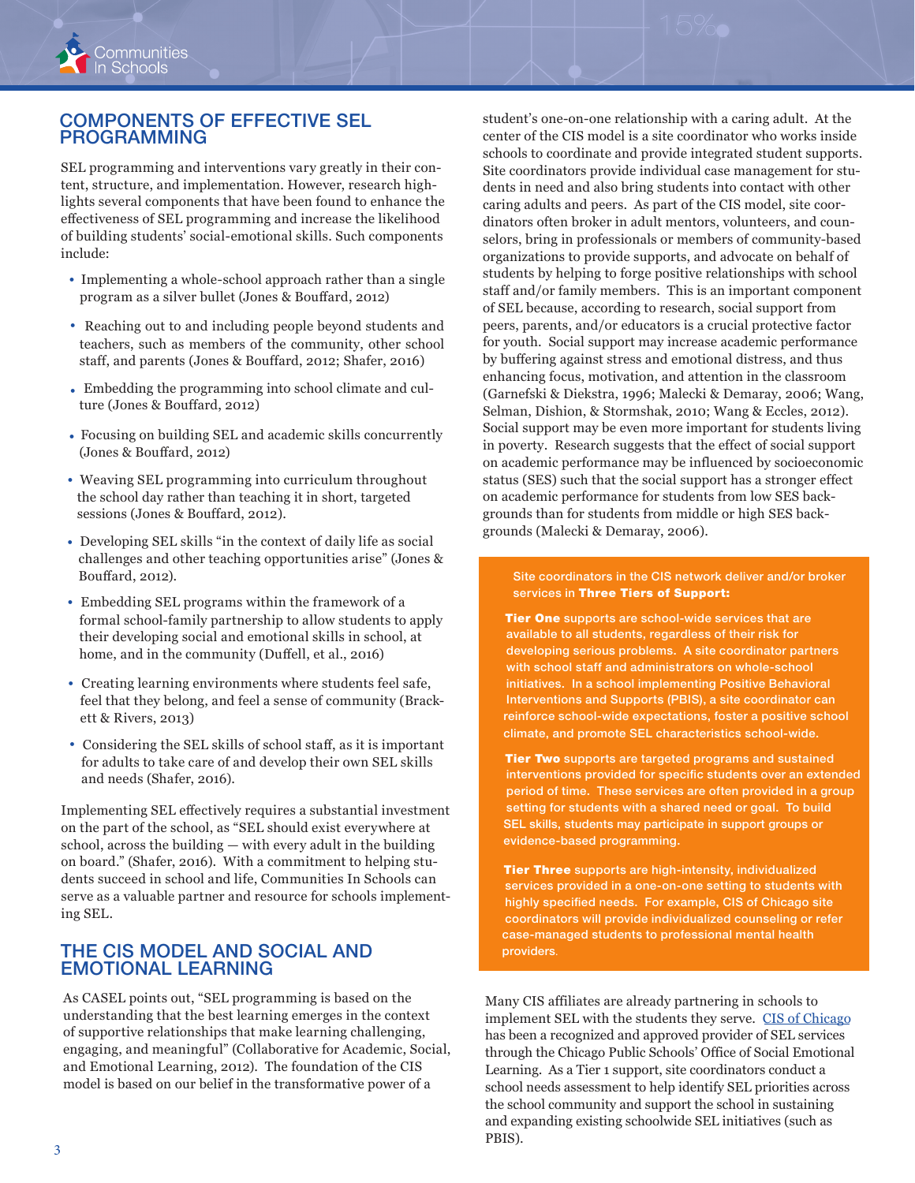## COMPONENTS OF EFFECTIVE SEL PROGRAMMING

SEL programming and interventions vary greatly in their content, structure, and implementation. However, research highlights several components that have been found to enhance the effectiveness of SEL programming and increase the likelihood of building students' social-emotional skills. Such components include:

- Implementing a whole-school approach rather than a single program as a silver bullet (Jones & Bouffard, 2012)
- Reaching out to and including people beyond students and teachers, such as members of the community, other school staff, and parents (Jones & Bouffard, 2012; Shafer, 2016)
- Embedding the programming into school climate and culture (Jones & Bouffard, 2012)
- Focusing on building SEL and academic skills concurrently (Jones & Bouffard, 2012)
- Weaving SEL programming into curriculum throughout the school day rather than teaching it in short, targeted sessions (Jones & Bouffard, 2012).
- Developing SEL skills "in the context of daily life as social challenges and other teaching opportunities arise" (Jones & Bouffard, 2012).
- Embedding SEL programs within the framework of a formal school-family partnership to allow students to apply their developing social and emotional skills in school, at home, and in the community (Duffell, et al., 2016)
- Creating learning environments where students feel safe, feel that they belong, and feel a sense of community (Brackett & Rivers, 2013)
- Considering the SEL skills of school staff, as it is important for adults to take care of and develop their own SEL skills and needs (Shafer, 2016).

Implementing SEL effectively requires a substantial investment on the part of the school, as "SEL should exist everywhere at school, across the building — with every adult in the building on board." (Shafer, 2016). With a commitment to helping students succeed in school and life, Communities In Schools can serve as a valuable partner and resource for schools implementing SEL.

## THE CIS MODEL AND SOCIAL AND EMOTIONAL LEARNING

As CASEL points out, "SEL programming is based on the understanding that the best learning emerges in the context of supportive relationships that make learning challenging, engaging, and meaningful" (Collaborative for Academic, Social, and Emotional Learning, 2012). The foundation of the CIS model is based on our belief in the transformative power of a student's one-on-one relationship with a caring adult. At the center of the CIS model is a site coordinator who works inside schools to coordinate and provide integrated student supports. Site coordinators provide individual case management for students in need and also bring students into contact with other caring adults and peers. As part of the CIS model, site coordinators often broker in adult mentors, volunteers, and counselors, bring in professionals or members of community-based organizations to provide supports, and advocate on behalf of students by helping to forge positive relationships with school staff and/or family members. This is an important component of SEL because, according to research, social support from peers, parents, and/or educators is a crucial protective factor for youth. Social support may increase academic performance by buffering against stress and emotional distress, and thus enhancing focus, motivation, and attention in the classroom (Garnefski & Diekstra, 1996; Malecki & Demaray, 2006; Wang, Selman, Dishion, & Stormshak, 2010; Wang & Eccles, 2012). Social support may be even more important for students living in poverty. Research suggests that the effect of social support on academic performance may be influenced by socioeconomic status (SES) such that the social support has a stronger effect on academic performance for students from low SES backgrounds than for students from middle or high SES backgrounds (Malecki & Demaray, 2006).

Site coordinators in the CIS network deliver and/or broker services in **Three Tiers of Support:**

**Tier One** supports are school-wide services that are available to all students, regardless of their risk for developing serious problems. A site coordinator partners with school staff and administrators on whole-school initiatives. In a school implementing Positive Behavioral Interventions and Supports (PBIS), a site coordinator can reinforce school-wide expectations, foster a positive school climate, and promote SEL characteristics school-wide.

**Tier Two** supports are targeted programs and sustained interventions provided for specific students over an extended period of time. These services are often provided in a group setting for students with a shared need or goal. To build SEL skills, students may participate in support groups or evidence-based programming.

**Tier Three** supports are high-intensity, individualized services provided in a one-on-one setting to students with highly specified needs. For example, CIS of Chicago site coordinators will provide individualized counseling or refer case-managed students to professional mental health providers.

Many CIS affiliates are already partnering in schools to implement SEL with the students they serve. CIS of Chicago has been a recognized and approved provider of SEL services through the Chicago Public Schools' Office of Social Emotional Learning. As a Tier 1 support, site coordinators conduct a school needs assessment to help identify SEL priorities across the school community and support the school in sustaining and expanding existing schoolwide SEL initiatives (such as PBIS).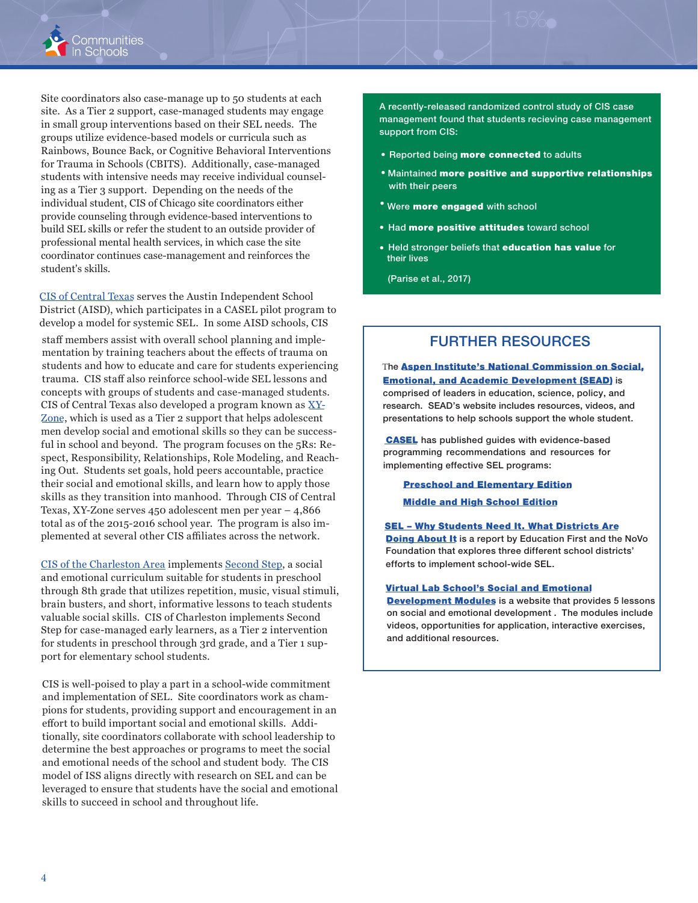Site coordinators also case-manage up to 50 students at each site. As a Tier 2 support, case-managed students may engage in small group interventions based on their SEL needs. The groups utilize evidence-based models or curricula such as Rainbows, Bounce Back, or Cognitive Behavioral Interventions for Trauma in Schools (CBITS). Additionally, case-managed students with intensive needs may receive individual counseling as a Tier 3 support. Depending on the needs of the individual student, CIS of Chicago site coordinators either provide counseling through evidence-based interventions to build SEL skills or refer the student to an outside provider of professional mental health services, in which case the site coordinator continues case-management and reinforces the student's skills.

CIS of Central Texas serves the Austin Independent School District (AISD), which participates in a CASEL pilot program to develop a model for systemic SEL. In some AISD schools, CIS staff members assist with overall school planning and implementation by training teachers about the effects of trauma on students and how to educate and care for students experiencing trauma. CIS staff also reinforce school-wide SEL lessons and concepts with groups of students and case-managed students. CIS of Central Texas also developed a program known as XY-Zone, which is used as a Tier 2 support that helps adolescent men develop social and emotional skills so they can be successful in school and beyond. The program focuses on the 5Rs: Respect, Responsibility, Relationships, Role Modeling, and Reaching Out. Students set goals, hold peers accountable, practice their social and emotional skills, and learn how to apply those skills as they transition into manhood. Through CIS of Central Texas, XY-Zone serves 450 adolescent men per year – 4,866 total as of the 2015-2016 school year. The program is also implemented at several other CIS affiliates across the network.

CIS of the Charleston Area implements Second Step, a social and emotional curriculum suitable for students in preschool through 8th grade that utilizes repetition, music, visual stimuli, brain busters, and short, informative lessons to teach students valuable social skills. CIS of Charleston implements Second Step for case-managed early learners, as a Tier 2 intervention for students in preschool through 3rd grade, and a Tier 1 support for elementary school students.

CIS is well-poised to play a part in a school-wide commitment and implementation of SEL. Site coordinators work as champions for students, providing support and encouragement in an effort to build important social and emotional skills. Additionally, site coordinators collaborate with school leadership to determine the best approaches or programs to meet the social and emotional needs of the school and student body. The CIS model of ISS aligns directly with research on SEL and can be leveraged to ensure that students have the social and emotional skills to succeed in school and throughout life.

A recently-released randomized control study of CIS case management found that students recieving case management support from CIS:

- Reported being **more connected** to adults
- Maintained **more positive and supportive relationships** with their peers
- Were **more engaged** with school
- Had **more positive attitudes** toward school
- Held stronger beliefs that **education has value** for their lives

(Parise et al., 2017)

## FURTHER RESOURCES

The **Aspen Institute's National Commission on Social, Emotional, and Academic Development (SEAD)** is comprised of leaders in education, science, policy, and research. SEAD's website includes resources, videos, and presentations to help schools support the whole student.

**CASEL** has published guides with evidence-based programming recommendations and resources for implementing effective SEL programs:

- **Preschool and Elementary Edition**
- **Middle and High School Edition**

**SEL – Why Students Need It. What Districts Are Doing About It** is a report by Education First and the NoVo Foundation that explores three different school districts' efforts to implement school-wide SEL.

**Virtual Lab School's Social and Emotional Development Modules** is a website that provides 5 lessons on social and emotional development . The modules include videos, opportunities for application, interactive exercises, and additional resources.